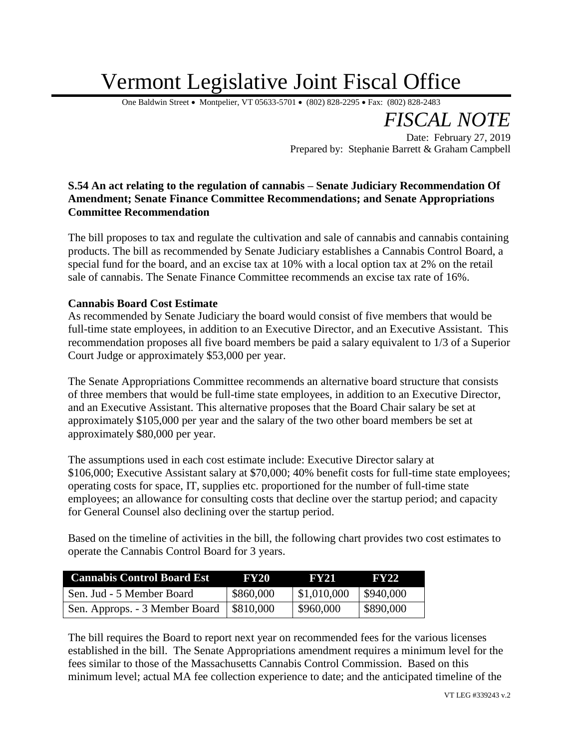# Vermont Legislative Joint Fiscal Office

One Baldwin Street • Montpelier, VT 05633-5701 • (802) 828-2295 • Fax: (802) 828-2483

## *FISCAL NOTE*

Date: February 27, 2019
Prepared by: Stephanie Barrett & Graham Campbell

**S.54 An act relating to the regulation of cannabis – Senate Judiciary Recommendation Of Amendment; Senate Finance Committee Recommendations; and Senate Appropriations Committee Recommendation**

The bill proposes to tax and regulate the cultivation and sale of cannabis and cannabis containing products. The bill as recommended by Senate Judiciary establishes a Cannabis Control Board, a special fund for the board, and an excise tax at 10% with a local option tax at 2% on the retail sale of cannabis. The Senate Finance Committee recommends an excise tax rate of 16%.

**Cannabis Board Cost Estimate**

As recommended by Senate Judiciary the board would consist of five members that would be full-time state employees, in addition to an Executive Director, and an Executive Assistant. This recommendation proposes all five board members be paid a salary equivalent to 1/3 of a Superior Court Judge or approximately $53,000 per year.

The Senate Appropriations Committee recommends an alternative board structure that consists of three members that would be full-time state employees, in addition to an Executive Director, and an Executive Assistant. This alternative proposes that the Board Chair salary be set at approximately $105,000 per year and the salary of the two other board members be set at approximately $80,000 per year.

The assumptions used in each cost estimate include: Executive Director salary at $106,000; Executive Assistant salary at $70,000; 40% benefit costs for full-time state employees; operating costs for space, IT, supplies etc. proportioned for the number of full-time state employees; an allowance for consulting costs that decline over the startup period; and capacity for General Counsel also declining over the startup period.

Based on the timeline of activities in the bill, the following chart provides two cost estimates to operate the Cannabis Control Board for 3 years.

| Cannabis Control Board Est | FY20 | FY21 | FY22 |
|---|---|---|---|
| Sen. Jud - 5 Member Board | $860,000 | $1,010,000 | $940,000 |
| Sen. Approps. - 3 Member Board | $810,000 | $960,000 | $890,000 |

The bill requires the Board to report next year on recommended fees for the various licenses established in the bill. The Senate Appropriations amendment requires a minimum level for the fees similar to those of the Massachusetts Cannabis Control Commission. Based on this minimum level; actual MA fee collection experience to date; and the anticipated timeline of the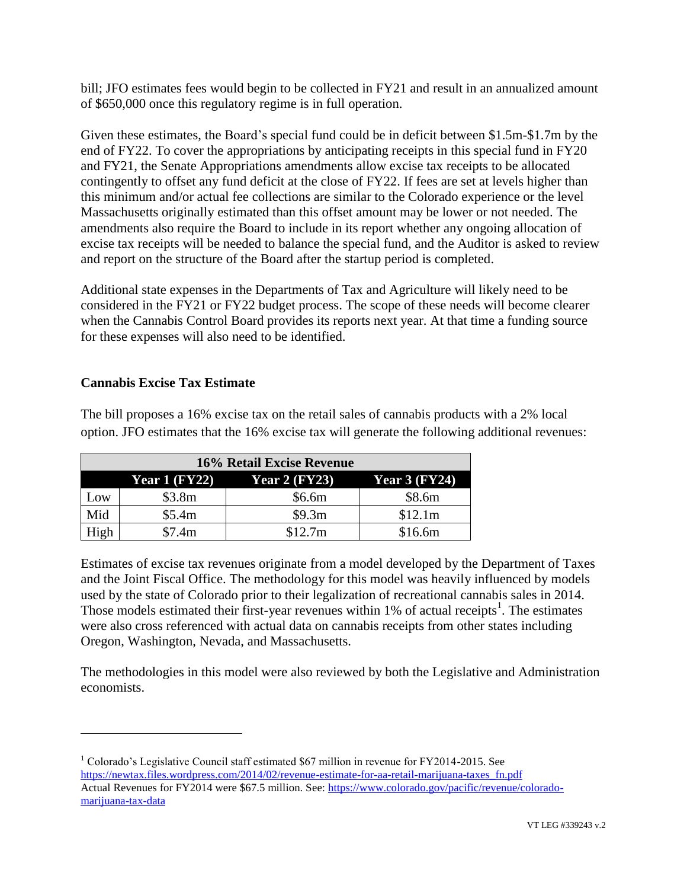bill; JFO estimates fees would begin to be collected in FY21 and result in an annualized amount of $650,000 once this regulatory regime is in full operation.

Given these estimates, the Board's special fund could be in deficit between $1.5m-$1.7m by the end of FY22. To cover the appropriations by anticipating receipts in this special fund in FY20 and FY21, the Senate Appropriations amendments allow excise tax receipts to be allocated contingently to offset any fund deficit at the close of FY22. If fees are set at levels higher than this minimum and/or actual fee collections are similar to the Colorado experience or the level Massachusetts originally estimated than this offset amount may be lower or not needed. The amendments also require the Board to include in its report whether any ongoing allocation of excise tax receipts will be needed to balance the special fund, and the Auditor is asked to review and report on the structure of the Board after the startup period is completed.

Additional state expenses in the Departments of Tax and Agriculture will likely need to be considered in the FY21 or FY22 budget process. The scope of these needs will become clearer when the Cannabis Control Board provides its reports next year. At that time a funding source for these expenses will also need to be identified.

**Cannabis Excise Tax Estimate**

The bill proposes a 16% excise tax on the retail sales of cannabis products with a 2% local option. JFO estimates that the 16% excise tax will generate the following additional revenues:

| 16% Retail Excise Revenue | | | |
|---|---|---|---|
| | **Year 1 (FY22)** | **Year 2 (FY23)** | **Year 3 (FY24)** |
| Low | $3.8m | $6.6m | $8.6m |
| Mid | $5.4m | $9.3m | $12.1m |
| High | $7.4m | $12.7m | $16.6m |

Estimates of excise tax revenues originate from a model developed by the Department of Taxes and the Joint Fiscal Office. The methodology for this model was heavily influenced by models used by the state of Colorado prior to their legalization of recreational cannabis sales in 2014. Those models estimated their first-year revenues within 1% of actual receipts[1]. The estimates were also cross referenced with actual data on cannabis receipts from other states including Oregon, Washington, Nevada, and Massachusetts.

The methodologies in this model were also reviewed by both the Legislative and Administration economists.

[1] Colorado's Legislative Council staff estimated $67 million in revenue for FY2014-2015. See https://newtax.files.wordpress.com/2014/02/revenue-estimate-for-aa-retail-marijuana-taxes_fn.pdf
Actual Revenues for FY2014 were $67.5 million. See: https://www.colorado.gov/pacific/revenue/colorado-marijuana-tax-data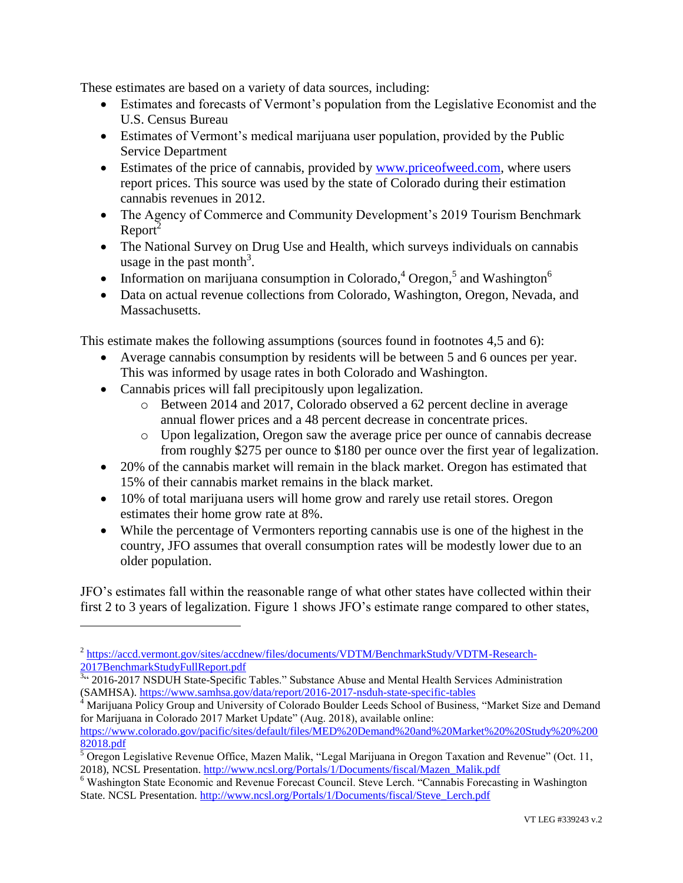These estimates are based on a variety of data sources, including:

- Estimates and forecasts of Vermont's population from the Legislative Economist and the U.S. Census Bureau
- Estimates of Vermont's medical marijuana user population, provided by the Public Service Department
- Estimates of the price of cannabis, provided by [www.priceofweed.com](http://www.priceofweed.com), where users report prices. This source was used by the state of Colorado during their estimation cannabis revenues in 2012.
- The Agency of Commerce and Community Development's 2019 Tourism Benchmark Report[2]
- The National Survey on Drug Use and Health, which surveys individuals on cannabis usage in the past month[3].
- Information on marijuana consumption in Colorado,[4] Oregon,[5] and Washington[6]
- Data on actual revenue collections from Colorado, Washington, Oregon, Nevada, and Massachusetts.

This estimate makes the following assumptions (sources found in footnotes 4,5 and 6):

- Average cannabis consumption by residents will be between 5 and 6 ounces per year. This was informed by usage rates in both Colorado and Washington.
- Cannabis prices will fall precipitously upon legalization.
  - Between 2014 and 2017, Colorado observed a 62 percent decline in average annual flower prices and a 48 percent decrease in concentrate prices.
  - Upon legalization, Oregon saw the average price per ounce of cannabis decrease from roughly $275 per ounce to $180 per ounce over the first year of legalization.
- 20% of the cannabis market will remain in the black market. Oregon has estimated that 15% of their cannabis market remains in the black market.
- 10% of total marijuana users will home grow and rarely use retail stores. Oregon estimates their home grow rate at 8%.
- While the percentage of Vermonters reporting cannabis use is one of the highest in the country, JFO assumes that overall consumption rates will be modestly lower due to an older population.

JFO's estimates fall within the reasonable range of what other states have collected within their first 2 to 3 years of legalization. Figure 1 shows JFO's estimate range compared to other states,

---

[2] https://accd.vermont.gov/sites/accdnew/files/documents/VDTM/BenchmarkStudy/VDTM-Research-2017BenchmarkStudyFullReport.pdf

[3] "2016-2017 NSDUH State-Specific Tables." Substance Abuse and Mental Health Services Administration (SAMHSA). https://www.samhsa.gov/data/report/2016-2017-nsduh-state-specific-tables

[4] Marijuana Policy Group and University of Colorado Boulder Leeds School of Business, "Market Size and Demand for Marijuana in Colorado 2017 Market Update" (Aug. 2018), available online: https://www.colorado.gov/pacific/sites/default/files/MED%20Demand%20and%20Market%20%20Study%20%20082018.pdf

[5] Oregon Legislative Revenue Office, Mazen Malik, "Legal Marijuana in Oregon Taxation and Revenue" (Oct. 11, 2018), NCSL Presentation. http://www.ncsl.org/Portals/1/Documents/fiscal/Mazen_Malik.pdf

[6] Washington State Economic and Revenue Forecast Council. Steve Lerch. "Cannabis Forecasting in Washington State. NCSL Presentation. http://www.ncsl.org/Portals/1/Documents/fiscal/Steve_Lerch.pdf

VT LEG #339243 v.2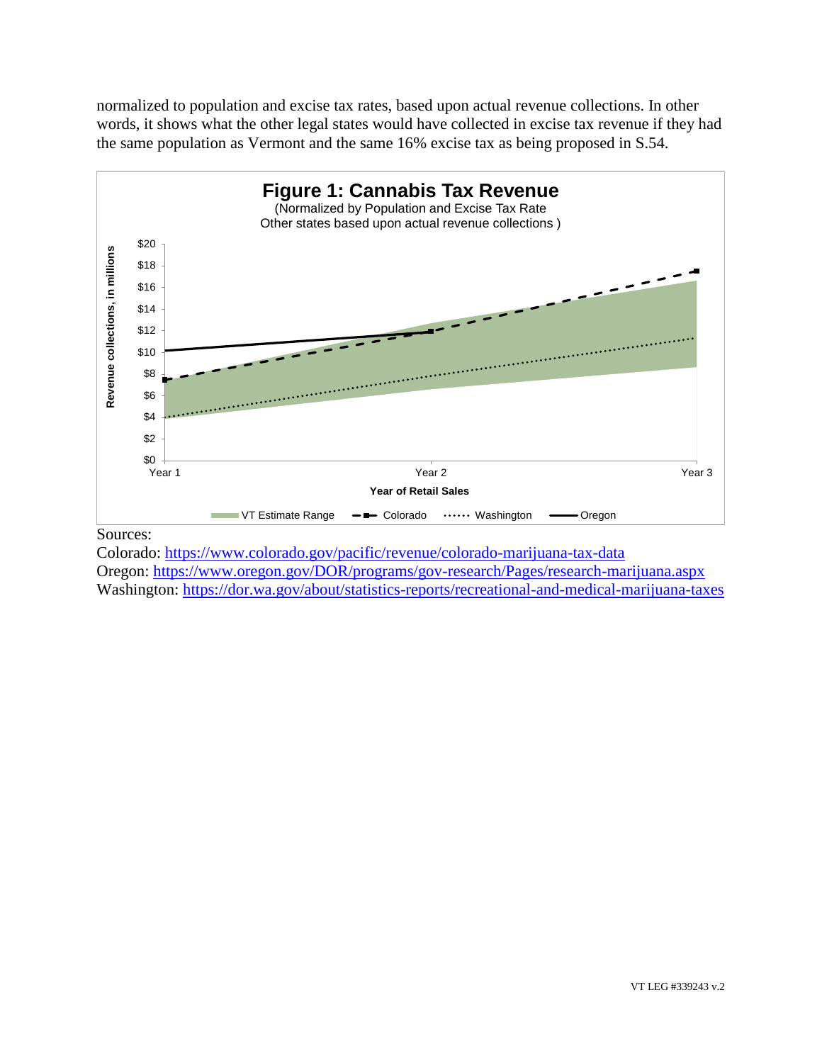normalized to population and excise tax rates, based upon actual revenue collections. In other words, it shows what the other legal states would have collected in excise tax revenue if they had the same population as Vermont and the same 16% excise tax as being proposed in S.54.

**Figure 1: Cannabis Tax Revenue**

(Normalized by Population and Excise Tax Rate
Other states based upon actual revenue collections )

Revenue collections, in millions

$20
$18
$16
$14
$12
$10
$8
$6
$4
$2
$0

Year 1
Year 2
Year 3

Year of Retail Sales

VT Estimate Range
Colorado
Washington
Oregon

Sources:

Colorado: https://www.colorado.gov/pacific/revenue/colorado-marijuana-tax-data

Oregon: https://www.oregon.gov/DOR/programs/gov-research/Pages/research-marijuana.aspx

Washington: https://dor.wa.gov/about/statistics-reports/recreational-and-medical-marijuana-taxes

VT LEG #339243 v.2